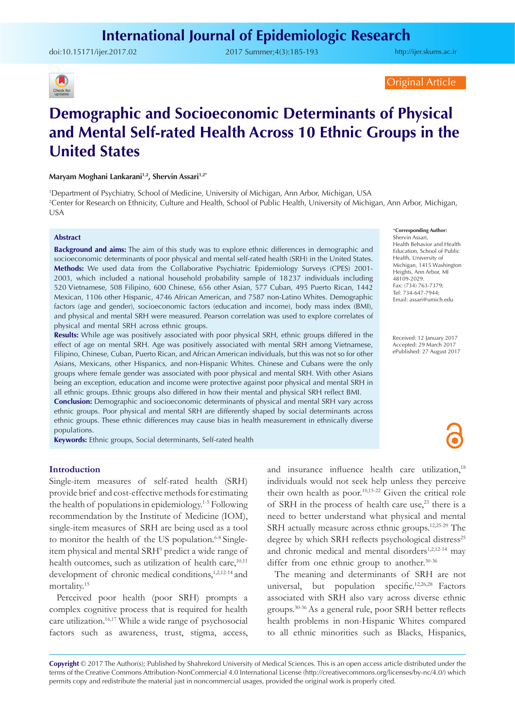Original Article

# Demographic and Socioeconomic Determinants of Physical and Mental Self-rated Health Across 10 Ethnic Groups in the United States

**Maryam Moghani Lankarani[1,2], Shervin Assari[1,2*]**

[1]Department of Psychiatry, School of Medicine, University of Michigan, Ann Arbor, Michigan, USA
[2]Center for Research on Ethnicity, Culture and Health, School of Public Health, University of Michigan, Ann Arbor, Michigan, USA

## Abstract

**Background and aims:** The aim of this study was to explore ethnic differences in demographic and socioeconomic determinants of poor physical and mental self-rated health (SRH) in the United States.
**Methods:** We used data from the Collaborative Psychiatric Epidemiology Surveys (CPES) 2001-2003, which included a national household probability sample of 18237 individuals including 520 Vietnamese, 508 Filipino, 600 Chinese, 656 other Asian, 577 Cuban, 495 Puerto Rican, 1442 Mexican, 1106 other Hispanic, 4746 African American, and 7587 non-Latino Whites. Demographic factors (age and gender), socioeconomic factors (education and income), body mass index (BMI), and physical and mental SRH were measured. Pearson correlation was used to explore correlates of physical and mental SRH across ethnic groups.
**Results:** While age was positively associated with poor physical SRH, ethnic groups differed in the effect of age on mental SRH. Age was positively associated with mental SRH among Vietnamese, Filipino, Chinese, Cuban, Puerto Rican, and African American individuals, but this was not so for other Asians, Mexicans, other Hispanics, and non-Hispanic Whites. Chinese and Cubans were the only groups where female gender was associated with poor physical and mental SRH. With other Asians being an exception, education and income were protective against poor physical and mental SRH in all ethnic groups. Ethnic groups also differed in how their mental and physical SRH reflect BMI.
**Conclusion:** Demographic and socioeconomic determinants of physical and mental SRH vary across ethnic groups. Poor physical and mental SRH are differently shaped by social determinants across ethnic groups. These ethnic differences may cause bias in health measurement in ethnically diverse populations.
**Keywords:** Ethnic groups, Social determinants, Self-rated health

*Corresponding Author:
Shervin Assari,
Health Behavior and Health Education, School of Public Health, University of Michigan, 1415 Washington Heights, Ann Arbor, MI 48109-2029.
Fax: (734) 763-7379;
Tel: 734-647-7944;
Email: assari@umich.edu

Received: 12 January 2017
Accepted: 29 March 2017
ePublished: 27 August 2017

## Introduction

Single-item measures of self-rated health (SRH) provide brief and cost-effective methods for estimating the health of populations in epidemiology.[1-5] Following recommendation by the Institute of Medicine (IOM), single-item measures of SRH are being used as a tool to monitor the health of the US population.[6-8] Single-item physical and mental SRH[9] predict a wide range of health outcomes, such as utilization of health care,[10,11] development of chronic medical conditions,[1,2,12-14] and mortality.[15]

Perceived poor health (poor SRH) prompts a complex cognitive process that is required for health care utilization.[16,17] While a wide range of psychosocial factors such as awareness, trust, stigma, access, and insurance influence health care utilization,[18] individuals would not seek help unless they perceive their own health as poor.[10,15-22] Given the critical role of SRH in the process of health care use,[23] there is a need to better understand what physical and mental SRH actually measure across ethnic groups.[12,25-29] The degree by which SRH reflects psychological distress[25] and chronic medical and mental disorders[1,2,12-14] may differ from one ethnic group to another.[30-36]

The meaning and determinants of SRH are not universal, but population specific.[12,26,28] Factors associated with SRH also vary across diverse ethnic groups.[30-36] As a general rule, poor SRH better reflects health problems in non-Hispanic Whites compared to all ethnic minorities such as Blacks, Hispanics,

**Copyright** © 2017 The Author(s); Published by Shahrekord University of Medical Sciences. This is an open access article distributed under the terms of the Creative Commons Attribution-NonCommercial 4.0 International License (http://creativecommons.org/licenses/by-nc/4.0/) which permits copy and redistribute the material just in noncommercial usages, provided the original work is properly cited.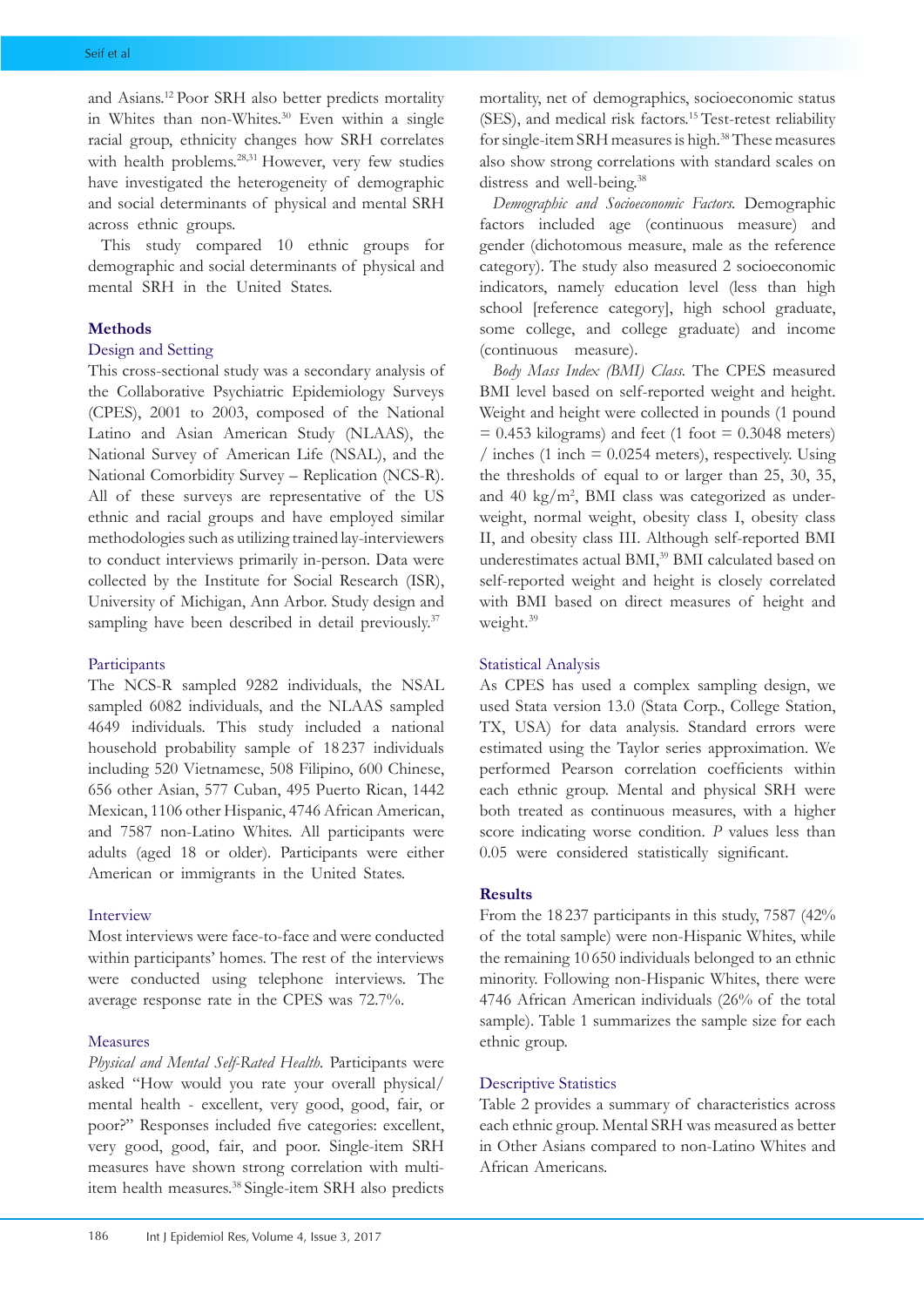and Asians.[12] Poor SRH also better predicts mortality in Whites than non-Whites.[30] Even within a single racial group, ethnicity changes how SRH correlates with health problems.[28,31] However, very few studies have investigated the heterogeneity of demographic and social determinants of physical and mental SRH across ethnic groups.

This study compared 10 ethnic groups for demographic and social determinants of physical and mental SRH in the United States.

## Methods

### Design and Setting

This cross-sectional study was a secondary analysis of the Collaborative Psychiatric Epidemiology Surveys (CPES), 2001 to 2003, composed of the National Latino and Asian American Study (NLAAS), the National Survey of American Life (NSAL), and the National Comorbidity Survey – Replication (NCS-R). All of these surveys are representative of the US ethnic and racial groups and have employed similar methodologies such as utilizing trained lay-interviewers to conduct interviews primarily in-person. Data were collected by the Institute for Social Research (ISR), University of Michigan, Ann Arbor. Study design and sampling have been described in detail previously.[37]

### Participants

The NCS-R sampled 9282 individuals, the NSAL sampled 6082 individuals, and the NLAAS sampled 4649 individuals. This study included a national household probability sample of 18 237 individuals including 520 Vietnamese, 508 Filipino, 600 Chinese, 656 other Asian, 577 Cuban, 495 Puerto Rican, 1442 Mexican, 1106 other Hispanic, 4746 African American, and 7587 non-Latino Whites. All participants were adults (aged 18 or older). Participants were either American or immigrants in the United States.

### Interview

Most interviews were face-to-face and were conducted within participants' homes. The rest of the interviews were conducted using telephone interviews. The average response rate in the CPES was 72.7%.

### Measures

*Physical and Mental Self-Rated Health.* Participants were asked "How would you rate your overall physical/mental health - excellent, very good, good, fair, or poor?" Responses included five categories: excellent, very good, good, fair, and poor. Single-item SRH measures have shown strong correlation with multi-item health measures.[38] Single-item SRH also predicts mortality, net of demographics, socioeconomic status (SES), and medical risk factors.[15] Test-retest reliability for single-item SRH measures is high.[38] These measures also show strong correlations with standard scales on distress and well-being.[38]

*Demographic and Socioeconomic Factors.* Demographic factors included age (continuous measure) and gender (dichotomous measure, male as the reference category). The study also measured 2 socioeconomic indicators, namely education level (less than high school [reference category], high school graduate, some college, and college graduate) and income (continuous measure).

*Body Mass Index (BMI) Class.* The CPES measured BMI level based on self-reported weight and height. Weight and height were collected in pounds (1 pound = 0.453 kilograms) and feet (1 foot = 0.3048 meters) / inches (1 inch = 0.0254 meters), respectively. Using the thresholds of equal to or larger than 25, 30, 35, and 40 kg/m$^2$, BMI class was categorized as underweight, normal weight, obesity class I, obesity class II, and obesity class III. Although self-reported BMI underestimates actual BMI,[39] BMI calculated based on self-reported weight and height is closely correlated with BMI based on direct measures of height and weight.[39]

### Statistical Analysis

As CPES has used a complex sampling design, we used Stata version 13.0 (Stata Corp., College Station, TX, USA) for data analysis. Standard errors were estimated using the Taylor series approximation. We performed Pearson correlation coefficients within each ethnic group. Mental and physical SRH were both treated as continuous measures, with a higher score indicating worse condition. *P* values less than 0.05 were considered statistically significant.

## Results

From the 18 237 participants in this study, 7587 (42% of the total sample) were non-Hispanic Whites, while the remaining 10 650 individuals belonged to an ethnic minority. Following non-Hispanic Whites, there were 4746 African American individuals (26% of the total sample). Table 1 summarizes the sample size for each ethnic group.

### Descriptive Statistics

Table 2 provides a summary of characteristics across each ethnic group. Mental SRH was measured as better in Other Asians compared to non-Latino Whites and African Americans.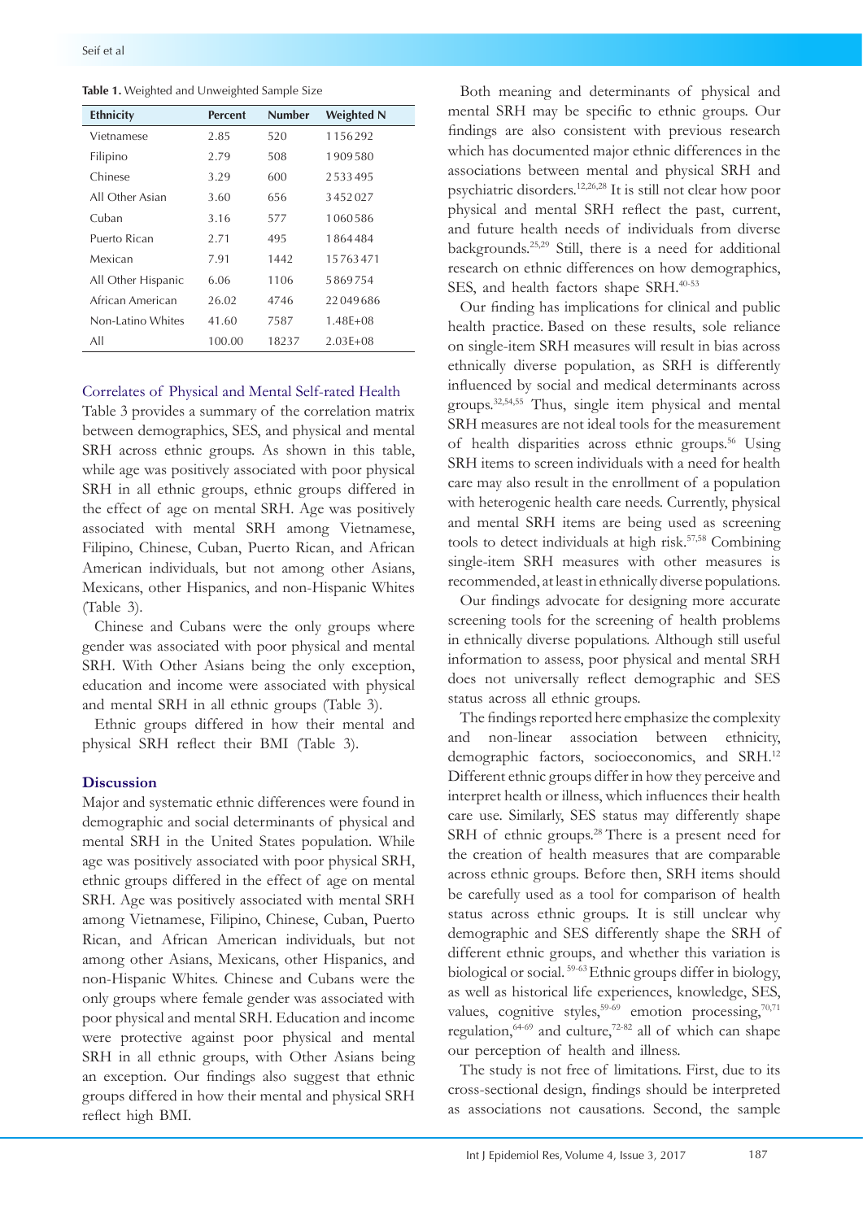**Table 1.** Weighted and Unweighted Sample Size

| Ethnicity | Percent | Number | Weighted N |
|---|---|---|---|
| Vietnamese | 2.85 | 520 | 1156292 |
| Filipino | 2.79 | 508 | 1909580 |
| Chinese | 3.29 | 600 | 2533495 |
| All Other Asian | 3.60 | 656 | 3452027 |
| Cuban | 3.16 | 577 | 1060586 |
| Puerto Rican | 2.71 | 495 | 1864484 |
| Mexican | 7.91 | 1442 | 15763471 |
| All Other Hispanic | 6.06 | 1106 | 5869754 |
| African American | 26.02 | 4746 | 22049686 |
| Non-Latino Whites | 41.60 | 7587 | 1.48E+08 |
| All | 100.00 | 18237 | 2.03E+08 |

### Correlates of Physical and Mental Self-rated Health

Table 3 provides a summary of the correlation matrix between demographics, SES, and physical and mental SRH across ethnic groups. As shown in this table, while age was positively associated with poor physical SRH in all ethnic groups, ethnic groups differed in the effect of age on mental SRH. Age was positively associated with mental SRH among Vietnamese, Filipino, Chinese, Cuban, Puerto Rican, and African American individuals, but not among other Asians, Mexicans, other Hispanics, and non-Hispanic Whites (Table 3).

Chinese and Cubans were the only groups where gender was associated with poor physical and mental SRH. With Other Asians being the only exception, education and income were associated with physical and mental SRH in all ethnic groups (Table 3).

Ethnic groups differed in how their mental and physical SRH reflect their BMI (Table 3).

## Discussion

Major and systematic ethnic differences were found in demographic and social determinants of physical and mental SRH in the United States population. While age was positively associated with poor physical SRH, ethnic groups differed in the effect of age on mental SRH. Age was positively associated with mental SRH among Vietnamese, Filipino, Chinese, Cuban, Puerto Rican, and African American individuals, but not among other Asians, Mexicans, other Hispanics, and non-Hispanic Whites. Chinese and Cubans were the only groups where female gender was associated with poor physical and mental SRH. Education and income were protective against poor physical and mental SRH in all ethnic groups, with Other Asians being an exception. Our findings also suggest that ethnic groups differed in how their mental and physical SRH reflect high BMI.

Both meaning and determinants of physical and mental SRH may be specific to ethnic groups. Our findings are also consistent with previous research which has documented major ethnic differences in the associations between mental and physical SRH and psychiatric disorders.[12,26,28] It is still not clear how poor physical and mental SRH reflect the past, current, and future health needs of individuals from diverse backgrounds.[25,29] Still, there is a need for additional research on ethnic differences on how demographics, SES, and health factors shape SRH.[40-53]

Our finding has implications for clinical and public health practice. Based on these results, sole reliance on single-item SRH measures will result in bias across ethnically diverse population, as SRH is differently influenced by social and medical determinants across groups.[32,54,55] Thus, single item physical and mental SRH measures are not ideal tools for the measurement of health disparities across ethnic groups.[56] Using SRH items to screen individuals with a need for health care may also result in the enrollment of a population with heterogenic health care needs. Currently, physical and mental SRH items are being used as screening tools to detect individuals at high risk.[57,58] Combining single-item SRH measures with other measures is recommended, at least in ethnically diverse populations.

Our findings advocate for designing more accurate screening tools for the screening of health problems in ethnically diverse populations. Although still useful information to assess, poor physical and mental SRH does not universally reflect demographic and SES status across all ethnic groups.

The findings reported here emphasize the complexity and non-linear association between ethnicity, demographic factors, socioeconomics, and SRH.[12] Different ethnic groups differ in how they perceive and interpret health or illness, which influences their health care use. Similarly, SES status may differently shape SRH of ethnic groups.[28] There is a present need for the creation of health measures that are comparable across ethnic groups. Before then, SRH items should be carefully used as a tool for comparison of health status across ethnic groups. It is still unclear why demographic and SES differently shape the SRH of different ethnic groups, and whether this variation is biological or social.[59-63] Ethnic groups differ in biology, as well as historical life experiences, knowledge, SES, values, cognitive styles,[59-69] emotion processing,[70,71] regulation,[64-69] and culture,[72-82] all of which can shape our perception of health and illness.

The study is not free of limitations. First, due to its cross-sectional design, findings should be interpreted as associations not causations. Second, the sample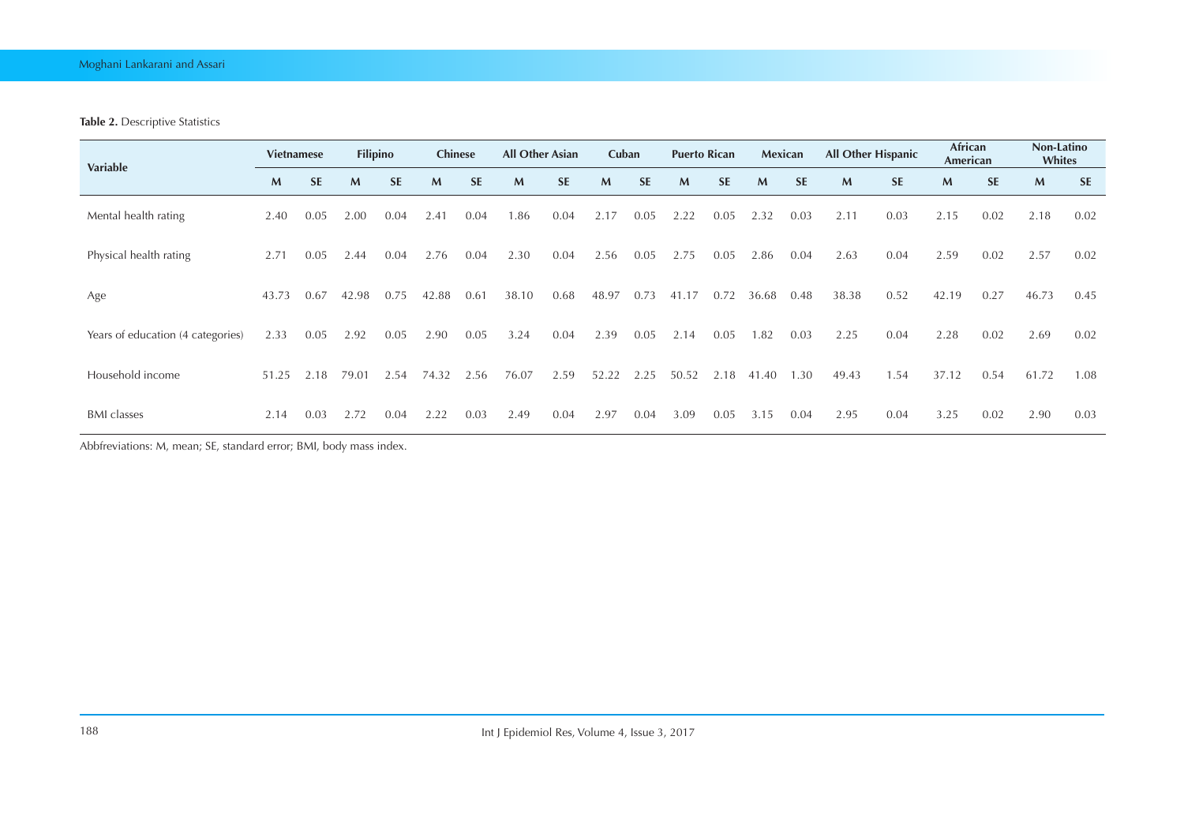**Table 2.** Descriptive Statistics

| Variable | Vietnamese | | Filipino | | Chinese | | All Other Asian | | Cuban | | Puerto Rican | | Mexican | | All Other Hispanic | | African American | | Non-Latino Whites | |
|---|---|---|---|---|---|---|---|---|---|---|---|---|---|---|---|---|---|---|---|---|
| | M | SE | M | SE | M | SE | M | SE | M | SE | M | SE | M | SE | M | SE | M | SE | M | SE |
| Mental health rating | 2.40 | 0.05 | 2.00 | 0.04 | 2.41 | 0.04 | 1.86 | 0.04 | 2.17 | 0.05 | 2.22 | 0.05 | 2.32 | 0.03 | 2.11 | 0.03 | 2.15 | 0.02 | 2.18 | 0.02 |
| Physical health rating | 2.71 | 0.05 | 2.44 | 0.04 | 2.76 | 0.04 | 2.30 | 0.04 | 2.56 | 0.05 | 2.75 | 0.05 | 2.86 | 0.04 | 2.63 | 0.04 | 2.59 | 0.02 | 2.57 | 0.02 |
| Age | 43.73 | 0.67 | 42.98 | 0.75 | 42.88 | 0.61 | 38.10 | 0.68 | 48.97 | 0.73 | 41.17 | 0.72 | 36.68 | 0.48 | 38.38 | 0.52 | 42.19 | 0.27 | 46.73 | 0.45 |
| Years of education (4 categories) | 2.33 | 0.05 | 2.92 | 0.05 | 2.90 | 0.05 | 3.24 | 0.04 | 2.39 | 0.05 | 2.14 | 0.05 | 1.82 | 0.03 | 2.25 | 0.04 | 2.28 | 0.02 | 2.69 | 0.02 |
| Household income | 51.25 | 2.18 | 79.01 | 2.54 | 74.32 | 2.56 | 76.07 | 2.59 | 52.22 | 2.25 | 50.52 | 2.18 | 41.40 | 1.30 | 49.43 | 1.54 | 37.12 | 0.54 | 61.72 | 1.08 |
| BMI classes | 2.14 | 0.03 | 2.72 | 0.04 | 2.22 | 0.03 | 2.49 | 0.04 | 2.97 | 0.04 | 3.09 | 0.05 | 3.15 | 0.04 | 2.95 | 0.04 | 3.25 | 0.02 | 2.90 | 0.03 |

Abbfreviations: M, mean; SE, standard error; BMI, body mass index.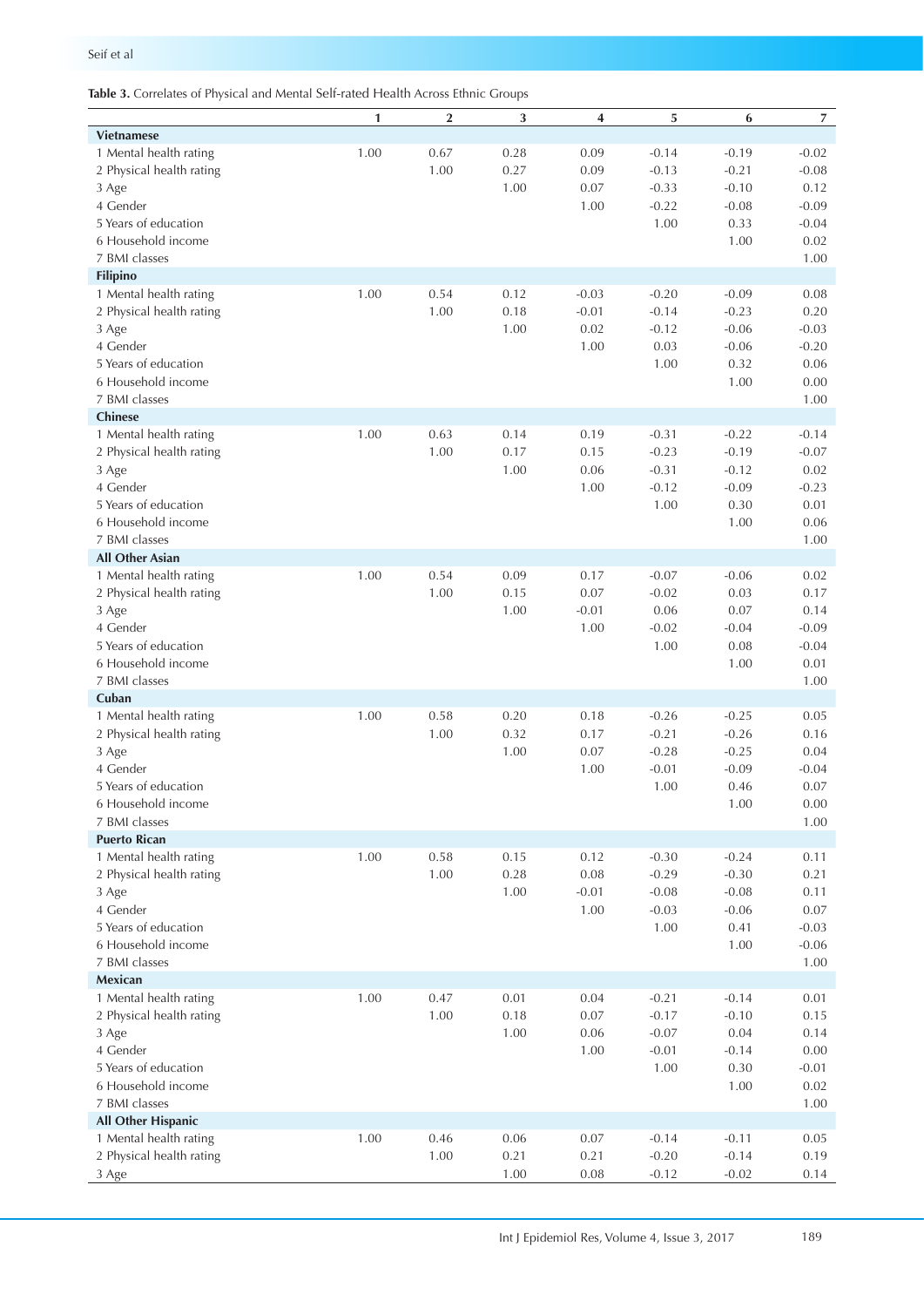**Table 3.** Correlates of Physical and Mental Self-rated Health Across Ethnic Groups

| | 1 | 2 | 3 | 4 | 5 | 6 | 7 |
|---|---|---|---|---|---|---|---|
| **Vietnamese** | | | | | | | |
| 1 Mental health rating | 1.00 | 0.67 | 0.28 | 0.09 | -0.14 | -0.19 | -0.02 |
| 2 Physical health rating | | 1.00 | 0.27 | 0.09 | -0.13 | -0.21 | -0.08 |
| 3 Age | | | 1.00 | 0.07 | -0.33 | -0.10 | 0.12 |
| 4 Gender | | | | 1.00 | -0.22 | -0.08 | -0.09 |
| 5 Years of education | | | | | 1.00 | 0.33 | -0.04 |
| 6 Household income | | | | | | 1.00 | 0.02 |
| 7 BMI classes | | | | | | | 1.00 |
| **Filipino** | | | | | | | |
| 1 Mental health rating | 1.00 | 0.54 | 0.12 | -0.03 | -0.20 | -0.09 | 0.08 |
| 2 Physical health rating | | 1.00 | 0.18 | -0.01 | -0.14 | -0.23 | 0.20 |
| 3 Age | | | 1.00 | 0.02 | -0.12 | -0.06 | -0.03 |
| 4 Gender | | | | 1.00 | 0.03 | -0.06 | -0.20 |
| 5 Years of education | | | | | 1.00 | 0.32 | 0.06 |
| 6 Household income | | | | | | 1.00 | 0.00 |
| 7 BMI classes | | | | | | | 1.00 |
| **Chinese** | | | | | | | |
| 1 Mental health rating | 1.00 | 0.63 | 0.14 | 0.19 | -0.31 | -0.22 | -0.14 |
| 2 Physical health rating | | 1.00 | 0.17 | 0.15 | -0.23 | -0.19 | -0.07 |
| 3 Age | | | 1.00 | 0.06 | -0.31 | -0.12 | 0.02 |
| 4 Gender | | | | 1.00 | -0.12 | -0.09 | -0.23 |
| 5 Years of education | | | | | 1.00 | 0.30 | 0.01 |
| 6 Household income | | | | | | 1.00 | 0.06 |
| 7 BMI classes | | | | | | | 1.00 |
| **All Other Asian** | | | | | | | |
| 1 Mental health rating | 1.00 | 0.54 | 0.09 | 0.17 | -0.07 | -0.06 | 0.02 |
| 2 Physical health rating | | 1.00 | 0.15 | 0.07 | -0.02 | 0.03 | 0.17 |
| 3 Age | | | 1.00 | -0.01 | 0.06 | 0.07 | 0.14 |
| 4 Gender | | | | 1.00 | -0.02 | -0.04 | -0.09 |
| 5 Years of education | | | | | 1.00 | 0.08 | -0.04 |
| 6 Household income | | | | | | 1.00 | 0.01 |
| 7 BMI classes | | | | | | | 1.00 |
| **Cuban** | | | | | | | |
| 1 Mental health rating | 1.00 | 0.58 | 0.20 | 0.18 | -0.26 | -0.25 | 0.05 |
| 2 Physical health rating | | 1.00 | 0.32 | 0.17 | -0.21 | -0.26 | 0.16 |
| 3 Age | | | 1.00 | 0.07 | -0.28 | -0.25 | 0.04 |
| 4 Gender | | | | 1.00 | -0.01 | -0.09 | -0.04 |
| 5 Years of education | | | | | 1.00 | 0.46 | 0.07 |
| 6 Household income | | | | | | 1.00 | 0.00 |
| 7 BMI classes | | | | | | | 1.00 |
| **Puerto Rican** | | | | | | | |
| 1 Mental health rating | 1.00 | 0.58 | 0.15 | 0.12 | -0.30 | -0.24 | 0.11 |
| 2 Physical health rating | | 1.00 | 0.28 | 0.08 | -0.29 | -0.30 | 0.21 |
| 3 Age | | | 1.00 | -0.01 | -0.08 | -0.08 | 0.11 |
| 4 Gender | | | | 1.00 | -0.03 | -0.06 | 0.07 |
| 5 Years of education | | | | | 1.00 | 0.41 | -0.03 |
| 6 Household income | | | | | | 1.00 | -0.06 |
| 7 BMI classes | | | | | | | 1.00 |
| **Mexican** | | | | | | | |
| 1 Mental health rating | 1.00 | 0.47 | 0.01 | 0.04 | -0.21 | -0.14 | 0.01 |
| 2 Physical health rating | | 1.00 | 0.18 | 0.07 | -0.17 | -0.10 | 0.15 |
| 3 Age | | | 1.00 | 0.06 | -0.07 | 0.04 | 0.14 |
| 4 Gender | | | | 1.00 | -0.01 | -0.14 | 0.00 |
| 5 Years of education | | | | | 1.00 | 0.30 | -0.01 |
| 6 Household income | | | | | | 1.00 | 0.02 |
| 7 BMI classes | | | | | | | 1.00 |
| **All Other Hispanic** | | | | | | | |
| 1 Mental health rating | 1.00 | 0.46 | 0.06 | 0.07 | -0.14 | -0.11 | 0.05 |
| 2 Physical health rating | | 1.00 | 0.21 | 0.21 | -0.20 | -0.14 | 0.19 |
| 3 Age | | | 1.00 | 0.08 | -0.12 | -0.02 | 0.14 |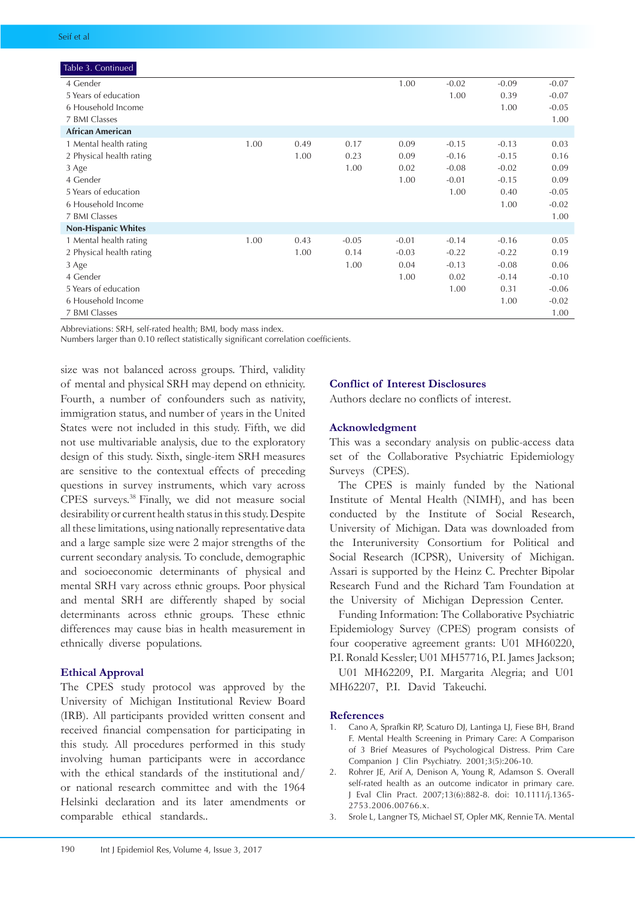Table 3. Continued

| | | | | | | | |
|---|---|---|---|---|---|---|---|
| 4 Gender | | | | 1.00 | -0.02 | -0.09 | -0.07 |
| 5 Years of education | | | | | 1.00 | 0.39 | -0.07 |
| 6 Household Income | | | | | | 1.00 | -0.05 |
| 7 BMI Classes | | | | | | | 1.00 |
| **African American** | | | | | | | |
| 1 Mental health rating | 1.00 | 0.49 | 0.17 | 0.09 | -0.15 | -0.13 | 0.03 |
| 2 Physical health rating | | 1.00 | 0.23 | 0.09 | -0.16 | -0.15 | 0.16 |
| 3 Age | | | 1.00 | 0.02 | -0.08 | -0.02 | 0.09 |
| 4 Gender | | | | 1.00 | -0.01 | -0.15 | 0.09 |
| 5 Years of education | | | | | 1.00 | 0.40 | -0.05 |
| 6 Household Income | | | | | | 1.00 | -0.02 |
| 7 BMI Classes | | | | | | | 1.00 |
| **Non-Hispanic Whites** | | | | | | | |
| 1 Mental health rating | 1.00 | 0.43 | -0.05 | -0.01 | -0.14 | -0.16 | 0.05 |
| 2 Physical health rating | | 1.00 | 0.14 | -0.03 | -0.22 | -0.22 | 0.19 |
| 3 Age | | | 1.00 | 0.04 | -0.13 | -0.08 | 0.06 |
| 4 Gender | | | | 1.00 | 0.02 | -0.14 | -0.10 |
| 5 Years of education | | | | | 1.00 | 0.31 | -0.06 |
| 6 Household Income | | | | | | 1.00 | -0.02 |
| 7 BMI Classes | | | | | | | 1.00 |

Abbreviations: SRH, self-rated health; BMI, body mass index.
Numbers larger than 0.10 reflect statistically significant correlation coefficients.

size was not balanced across groups. Third, validity of mental and physical SRH may depend on ethnicity. Fourth, a number of confounders such as nativity, immigration status, and number of years in the United States were not included in this study. Fifth, we did not use multivariable analysis, due to the exploratory design of this study. Sixth, single-item SRH measures are sensitive to the contextual effects of preceding questions in survey instruments, which vary across CPES surveys.[38] Finally, we did not measure social desirability or current health status in this study. Despite all these limitations, using nationally representative data and a large sample size were 2 major strengths of the current secondary analysis. To conclude, demographic and socioeconomic determinants of physical and mental SRH vary across ethnic groups. Poor physical and mental SRH are differently shaped by social determinants across ethnic groups. These ethnic differences may cause bias in health measurement in ethnically diverse populations.

## Ethical Approval

The CPES study protocol was approved by the University of Michigan Institutional Review Board (IRB). All participants provided written consent and received financial compensation for participating in this study. All procedures performed in this study involving human participants were in accordance with the ethical standards of the institutional and/or national research committee and with the 1964 Helsinki declaration and its later amendments or comparable ethical standards..

## Conflict of Interest Disclosures

Authors declare no conflicts of interest.

## Acknowledgment

This was a secondary analysis on public-access data set of the Collaborative Psychiatric Epidemiology Surveys (CPES).

The CPES is mainly funded by the National Institute of Mental Health (NIMH), and has been conducted by the Institute of Social Research, University of Michigan. Data was downloaded from the Interuniversity Consortium for Political and Social Research (ICPSR), University of Michigan. Assari is supported by the Heinz C. Prechter Bipolar Research Fund and the Richard Tam Foundation at the University of Michigan Depression Center.

Funding Information: The Collaborative Psychiatric Epidemiology Survey (CPES) program consists of four cooperative agreement grants: U01 MH60220, P.I. Ronald Kessler; U01 MH57716, P.I. James Jackson; U01 MH62209, P.I. Margarita Alegria; and U01 MH62207, P.I. David Takeuchi.

## References

1. Cano A, Sprafkin RP, Scaturo DJ, Lantinga LJ, Fiese BH, Brand F. Mental Health Screening in Primary Care: A Comparison of 3 Brief Measures of Psychological Distress. Prim Care Companion J Clin Psychiatry. 2001;3(5):206-10.
2. Rohrer JE, Arif A, Denison A, Young R, Adamson S. Overall self-rated health as an outcome indicator in primary care. J Eval Clin Pract. 2007;13(6):882-8. doi: 10.1111/j.1365-2753.2006.00766.x.
3. Srole L, Langner TS, Michael ST, Opler MK, Rennie TA. Mental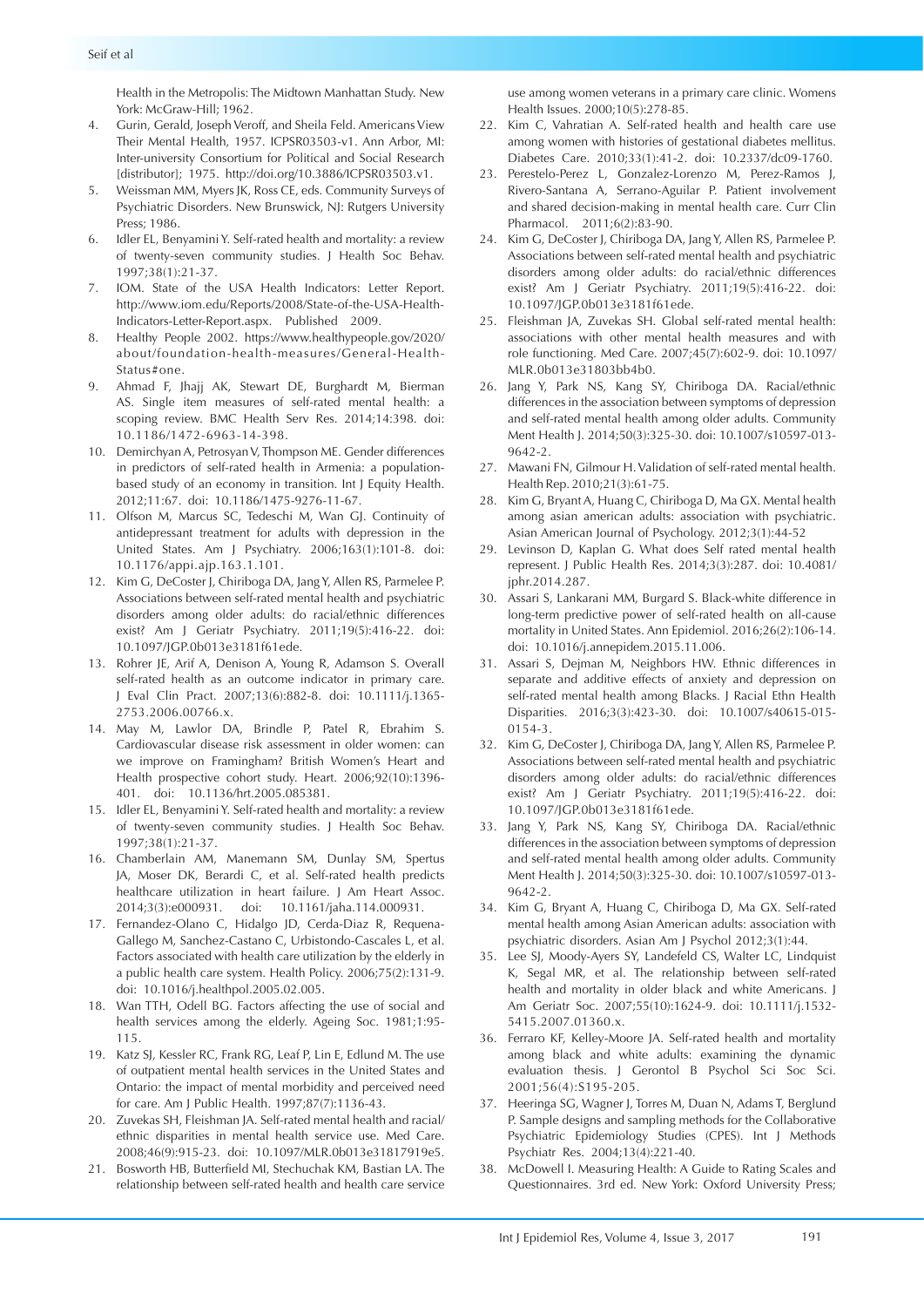Health in the Metropolis: The Midtown Manhattan Study. New York: McGraw-Hill; 1962.

4. Gurin, Gerald, Joseph Veroff, and Sheila Feld. Americans View Their Mental Health, 1957. ICPSR03503-v1. Ann Arbor, MI: Inter-university Consortium for Political and Social Research [distributor]; 1975. http://doi.org/10.3886/ICPSR03503.v1.
5. Weissman MM, Myers JK, Ross CE, eds. Community Surveys of Psychiatric Disorders. New Brunswick, NJ: Rutgers University Press; 1986.
6. Idler EL, Benyamini Y. Self-rated health and mortality: a review of twenty-seven community studies. J Health Soc Behav. 1997;38(1):21-37.
7. IOM. State of the USA Health Indicators: Letter Report. http://www.iom.edu/Reports/2008/State-of-the-USA-Health-Indicators-Letter-Report.aspx. Published 2009.
8. Healthy People 2002. https://www.healthypeople.gov/2020/about/foundation-health-measures/General-Health-Status#one.
9. Ahmad F, Jhajj AK, Stewart DE, Burghardt M, Bierman AS. Single item measures of self-rated mental health: a scoping review. BMC Health Serv Res. 2014;14:398. doi: 10.1186/1472-6963-14-398.
10. Demirchyan A, Petrosyan V, Thompson ME. Gender differences in predictors of self-rated health in Armenia: a population-based study of an economy in transition. Int J Equity Health. 2012;11:67. doi: 10.1186/1475-9276-11-67.
11. Olfson M, Marcus SC, Tedeschi M, Wan GJ. Continuity of antidepressant treatment for adults with depression in the United States. Am J Psychiatry. 2006;163(1):101-8. doi: 10.1176/appi.ajp.163.1.101.
12. Kim G, DeCoster J, Chiriboga DA, Jang Y, Allen RS, Parmelee P. Associations between self-rated mental health and psychiatric disorders among older adults: do racial/ethnic differences exist? Am J Geriatr Psychiatry. 2011;19(5):416-22. doi: 10.1097/JGP.0b013e3181f61ede.
13. Rohrer JE, Arif A, Denison A, Young R, Adamson S. Overall self-rated health as an outcome indicator in primary care. J Eval Clin Pract. 2007;13(6):882-8. doi: 10.1111/j.1365-2753.2006.00766.x.
14. May M, Lawlor DA, Brindle P, Patel R, Ebrahim S. Cardiovascular disease risk assessment in older women: can we improve on Framingham? British Women's Heart and Health prospective cohort study. Heart. 2006;92(10):1396-401. doi: 10.1136/hrt.2005.085381.
15. Idler EL, Benyamini Y. Self-rated health and mortality: a review of twenty-seven community studies. J Health Soc Behav. 1997;38(1):21-37.
16. Chamberlain AM, Manemann SM, Dunlay SM, Spertus JA, Moser DK, Berardi C, et al. Self-rated health predicts healthcare utilization in heart failure. J Am Heart Assoc. 2014;3(3):e000931. doi: 10.1161/jaha.114.000931.
17. Fernandez-Olano C, Hidalgo JD, Cerda-Diaz R, Requena-Gallego M, Sanchez-Castano C, Urbistondo-Cascales L, et al. Factors associated with health care utilization by the elderly in a public health care system. Health Policy. 2006;75(2):131-9. doi: 10.1016/j.healthpol.2005.02.005.
18. Wan TTH, Odell BG. Factors affecting the use of social and health services among the elderly. Ageing Soc. 1981;1:95-115.
19. Katz SJ, Kessler RC, Frank RG, Leaf P, Lin E, Edlund M. The use of outpatient mental health services in the United States and Ontario: the impact of mental morbidity and perceived need for care. Am J Public Health. 1997;87(7):1136-43.
20. Zuvekas SH, Fleishman JA. Self-rated mental health and racial/ethnic disparities in mental health service use. Med Care. 2008;46(9):915-23. doi: 10.1097/MLR.0b013e31817919e5.
21. Bosworth HB, Butterfield MI, Stechuchak KM, Bastian LA. The relationship between self-rated health and health care service use among women veterans in a primary care clinic. Womens Health Issues. 2000;10(5):278-85.
22. Kim C, Vahratian A. Self-rated health and health care use among women with histories of gestational diabetes mellitus. Diabetes Care. 2010;33(1):41-2. doi: 10.2337/dc09-1760.
23. Perestelo-Perez L, Gonzalez-Lorenzo M, Perez-Ramos J, Rivero-Santana A, Serrano-Aguilar P. Patient involvement and shared decision-making in mental health care. Curr Clin Pharmacol. 2011;6(2):83-90.
24. Kim G, DeCoster J, Chiriboga DA, Jang Y, Allen RS, Parmelee P. Associations between self-rated mental health and psychiatric disorders among older adults: do racial/ethnic differences exist? Am J Geriatr Psychiatry. 2011;19(5):416-22. doi: 10.1097/JGP.0b013e3181f61ede.
25. Fleishman JA, Zuvekas SH. Global self-rated mental health: associations with other mental health measures and with role functioning. Med Care. 2007;45(7):602-9. doi: 10.1097/MLR.0b013e31803bb4b0.
26. Jang Y, Park NS, Kang SY, Chiriboga DA. Racial/ethnic differences in the association between symptoms of depression and self-rated mental health among older adults. Community Ment Health J. 2014;50(3):325-30. doi: 10.1007/s10597-013-9642-2.
27. Mawani FN, Gilmour H. Validation of self-rated mental health. Health Rep. 2010;21(3):61-75.
28. Kim G, Bryant A, Huang C, Chiriboga D, Ma GX. Mental health among asian american adults: association with psychiatric. Asian American Journal of Psychology. 2012;3(1):44-52
29. Levinson D, Kaplan G. What does Self rated mental health represent. J Public Health Res. 2014;3(3):287. doi: 10.4081/jphr.2014.287.
30. Assari S, Lankarani MM, Burgard S. Black-white difference in long-term predictive power of self-rated health on all-cause mortality in United States. Ann Epidemiol. 2016;26(2):106-14. doi: 10.1016/j.annepidem.2015.11.006.
31. Assari S, Dejman M, Neighbors HW. Ethnic differences in separate and additive effects of anxiety and depression on self-rated mental health among Blacks. J Racial Ethn Health Disparities. 2016;3(3):423-30. doi: 10.1007/s40615-015-0154-3.
32. Kim G, DeCoster J, Chiriboga DA, Jang Y, Allen RS, Parmelee P. Associations between self-rated mental health and psychiatric disorders among older adults: do racial/ethnic differences exist? Am J Geriatr Psychiatry. 2011;19(5):416-22. doi: 10.1097/JGP.0b013e3181f61ede.
33. Jang Y, Park NS, Kang SY, Chiriboga DA. Racial/ethnic differences in the association between symptoms of depression and self-rated mental health among older adults. Community Ment Health J. 2014;50(3):325-30. doi: 10.1007/s10597-013-9642-2.
34. Kim G, Bryant A, Huang C, Chiriboga D, Ma GX. Self-rated mental health among Asian American adults: association with psychiatric disorders. Asian Am J Psychol 2012;3(1):44.
35. Lee SJ, Moody-Ayers SY, Landefeld CS, Walter LC, Lindquist K, Segal MR, et al. The relationship between self-rated health and mortality in older black and white Americans. J Am Geriatr Soc. 2007;55(10):1624-9. doi: 10.1111/j.1532-5415.2007.01360.x.
36. Ferraro KF, Kelley-Moore JA. Self-rated health and mortality among black and white adults: examining the dynamic evaluation thesis. J Gerontol B Psychol Sci Soc Sci. 2001;56(4):S195-205.
37. Heeringa SG, Wagner J, Torres M, Duan N, Adams T, Berglund P. Sample designs and sampling methods for the Collaborative Psychiatric Epidemiology Studies (CPES). Int J Methods Psychiatr Res. 2004;13(4):221-40.
38. McDowell I. Measuring Health: A Guide to Rating Scales and Questionnaires. 3rd ed. New York: Oxford University Press;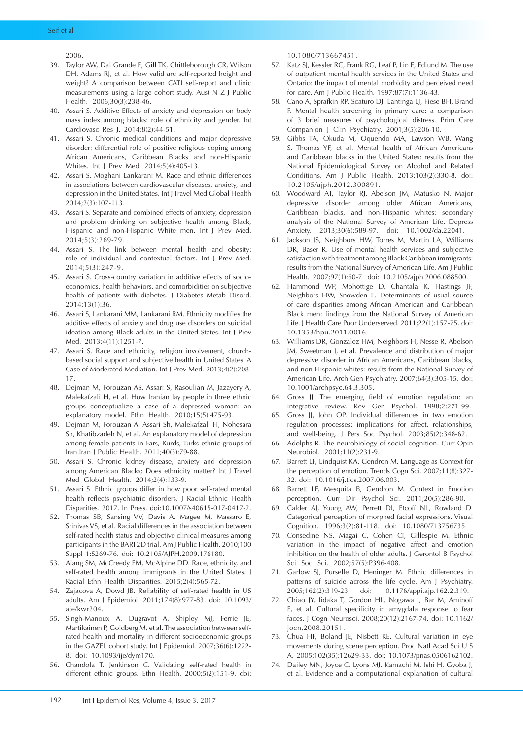2006.

39. Taylor AW, Dal Grande E, Gill TK, Chittleborough CR, Wilson DH, Adams RJ, et al. How valid are self-reported height and weight? A comparison between CATI self-report and clinic measurements using a large cohort study. Aust N Z J Public Health. 2006;30(3):238-46.
40. Assari S. Additive Effects of anxiety and depression on body mass index among blacks: role of ethnicity and gender. Int Cardiovasc Res J. 2014;8(2):44-51.
41. Assari S. Chronic medical conditions and major depressive disorder: differential role of positive religious coping among African Americans, Caribbean Blacks and non-Hispanic Whites. Int J Prev Med. 2014;5(4):405-13.
42. Assari S, Moghani Lankarani M. Race and ethnic differences in associations between cardiovascular diseases, anxiety, and depression in the United States. Int J Travel Med Global Health 2014;2(3):107-113.
43. Assari S. Separate and combined effects of anxiety, depression and problem drinking on subjective health among Black, Hispanic and non-Hispanic White men. Int J Prev Med. 2014;5(3):269-79.
44. Assari S. The link between mental health and obesity: role of individual and contextual factors. Int J Prev Med. 2014;5(3):247-9.
45. Assari S. Cross-country variation in additive effects of socio-economics, health behaviors, and comorbidities on subjective health of patients with diabetes. J Diabetes Metab Disord. 2014;13(1):36.
46. Assari S, Lankarani MM, Lankarani RM. Ethnicity modifies the additive effects of anxiety and drug use disorders on suicidal ideation among Black adults in the United States. Int J Prev Med. 2013;4(11):1251-7.
47. Assari S. Race and ethnicity, religion involvement, church-based social support and subjective health in United States: A Case of Moderated Mediation. Int J Prev Med. 2013;4(2):208-17.
48. Dejman M, Forouzan AS, Assari S, Rasoulian M, Jazayery A, Malekafzali H, et al. How Iranian lay people in three ethnic groups conceptualize a case of a depressed woman: an explanatory model. Ethn Health. 2010;15(5):475-93.
49. Dejman M, Forouzan A, Assari Sh, Malekafzali H, Nohesara Sh, Khatibzadeh N, et al. An explanatory model of depression among female patients in Fars, Kurds, Turks ethnic groups of Iran.Iran J Public Health. 2011;40(3):79-88.
50. Assari S. Chronic kidney disease, anxiety and depression among American Blacks; Does ethnicity matter? Int J Travel Med Global Health. 2014;2(4):133-9.
51. Assari S. Ethnic groups differ in how poor self-rated mental health reflects psychiatric disorders. J Racial Ethnic Health Disparities. 2017. In Press. doi:10.1007/s40615-017-0417-2.
52. Thomas SB, Sansing VV, Davis A, Magee M, Massaro E, Srinivas VS, et al. Racial differences in the association between self-rated health status and objective clinical measures among participants in the BARI 2D trial. Am J Public Health. 2010;100 Suppl 1:S269-76. doi: 10.2105/AJPH.2009.176180.
53. Alang SM, McCreedy EM, McAlpine DD. Race, ethnicity, and self-rated health among immigrants in the United States. J Racial Ethn Health Disparities. 2015;2(4):565-72.
54. Zajacova A, Dowd JB. Reliability of self-rated health in US adults. Am J Epidemiol. 2011;174(8):977-83. doi: 10.1093/aje/kwr204.
55. Singh-Manoux A, Dugravot A, Shipley MJ, Ferrie JE, Martikainen P, Goldberg M, et al. The association between self-rated health and mortality in different socioeconomic groups in the GAZEL cohort study. Int J Epidemiol. 2007;36(6):1222-8. doi: 10.1093/ije/dym170.
56. Chandola T, Jenkinson C. Validating self-rated health in different ethnic groups. Ethn Health. 2000;5(2):151-9. doi: 10.1080/713667451.
57. Katz SJ, Kessler RC, Frank RG, Leaf P, Lin E, Edlund M. The use of outpatient mental health services in the United States and Ontario: the impact of mental morbidity and perceived need for care. Am J Public Health. 1997;87(7):1136-43.
58. Cano A, Sprafkin RP, Scaturo DJ, Lantinga LJ, Fiese BH, Brand F. Mental health screening in primary care: a comparison of 3 brief measures of psychological distress. Prim Care Companion J Clin Psychiatry. 2001;3(5):206-10.
59. Gibbs TA, Okuda M, Oquendo MA, Lawson WB, Wang S, Thomas YF, et al. Mental health of African Americans and Caribbean blacks in the United States: results from the National Epidemiological Survey on Alcohol and Related Conditions. Am J Public Health. 2013;103(2):330-8. doi: 10.2105/ajph.2012.300891.
60. Woodward AT, Taylor RJ, Abelson JM, Matusko N. Major depressive disorder among older African Americans, Caribbean blacks, and non-Hispanic whites: secondary analysis of the National Survey of American Life. Depress Anxiety. 2013;30(6):589-97. doi: 10.1002/da.22041.
61. Jackson JS, Neighbors HW, Torres M, Martin LA, Williams DR, Baser R. Use of mental health services and subjective satisfaction with treatment among Black Caribbean immigrants: results from the National Survey of American Life. Am J Public Health. 2007;97(1):60-7. doi: 10.2105/ajph.2006.088500.
62. Hammond WP, Mohottige D, Chantala K, Hastings JF, Neighbors HW, Snowden L. Determinants of usual source of care disparities among African American and Caribbean Black men: findings from the National Survey of American Life. J Health Care Poor Underserved. 2011;22(1):157-75. doi: 10.1353/hpu.2011.0016.
63. Williams DR, Gonzalez HM, Neighbors H, Nesse R, Abelson JM, Sweetman J, et al. Prevalence and distribution of major depressive disorder in African Americans, Caribbean blacks, and non-Hispanic whites: results from the National Survey of American Life. Arch Gen Psychiatry. 2007;64(3):305-15. doi: 10.1001/archpsyc.64.3.305.
64. Gross JJ. The emerging field of emotion regulation: an integrative review. Rev Gen Psychol. 1998;2:271-99.
65. Gross JJ, John OP. Individual differences in two emotion regulation processes: implications for affect, relationships, and well-being. J Pers Soc Psychol. 2003;85(2):348-62.
66. Adolphs R. The neurobiology of social cognition. Curr Opin Neurobiol. 2001;11(2):231-9.
67. Barrett LF, Lindquist KA, Gendron M. Language as Context for the perception of emotion. Trends Cogn Sci. 2007;11(8):327-32. doi: 10.1016/j.tics.2007.06.003.
68. Barrett LF, Mesquita B, Gendron M. Context in Emotion perception. Curr Dir Psychol Sci. 2011;20(5):286-90.
69. Calder AJ, Young AW, Perrett DI, Etcoff NL, Rowland D. Categorical perception of morphed facial expressions. Visual Cognition. 1996;3(2):81-118. doi: 10.1080/713756735.
70. Consedine NS, Magai C, Cohen CI, Gillespie M. Ethnic variation in the impact of negative affect and emotion inhibition on the health of older adults. J Gerontol B Psychol Sci Soc Sci. 2002;57(5):P396-408.
71. Garlow SJ, Purselle D, Heninger M. Ethnic differences in patterns of suicide across the life cycle. Am J Psychiatry. 2005;162(2):319-23. doi: 10.1176/appi.ajp.162.2.319.
72. Chiao JY, Iidaka T, Gordon HL, Nogawa J, Bar M, Aminoff E, et al. Cultural specificity in amygdala response to fear faces. J Cogn Neurosci. 2008;20(12):2167-74. doi: 10.1162/jocn.2008.20151.
73. Chua HF, Boland JE, Nisbett RE. Cultural variation in eye movements during scene perception. Proc Natl Acad Sci U S A. 2005;102(35):12629-33. doi: 10.1073/pnas.0506162102.
74. Dailey MN, Joyce C, Lyons MJ, Kamachi M, Ishi H, Gyoba J, et al. Evidence and a computational explanation of cultural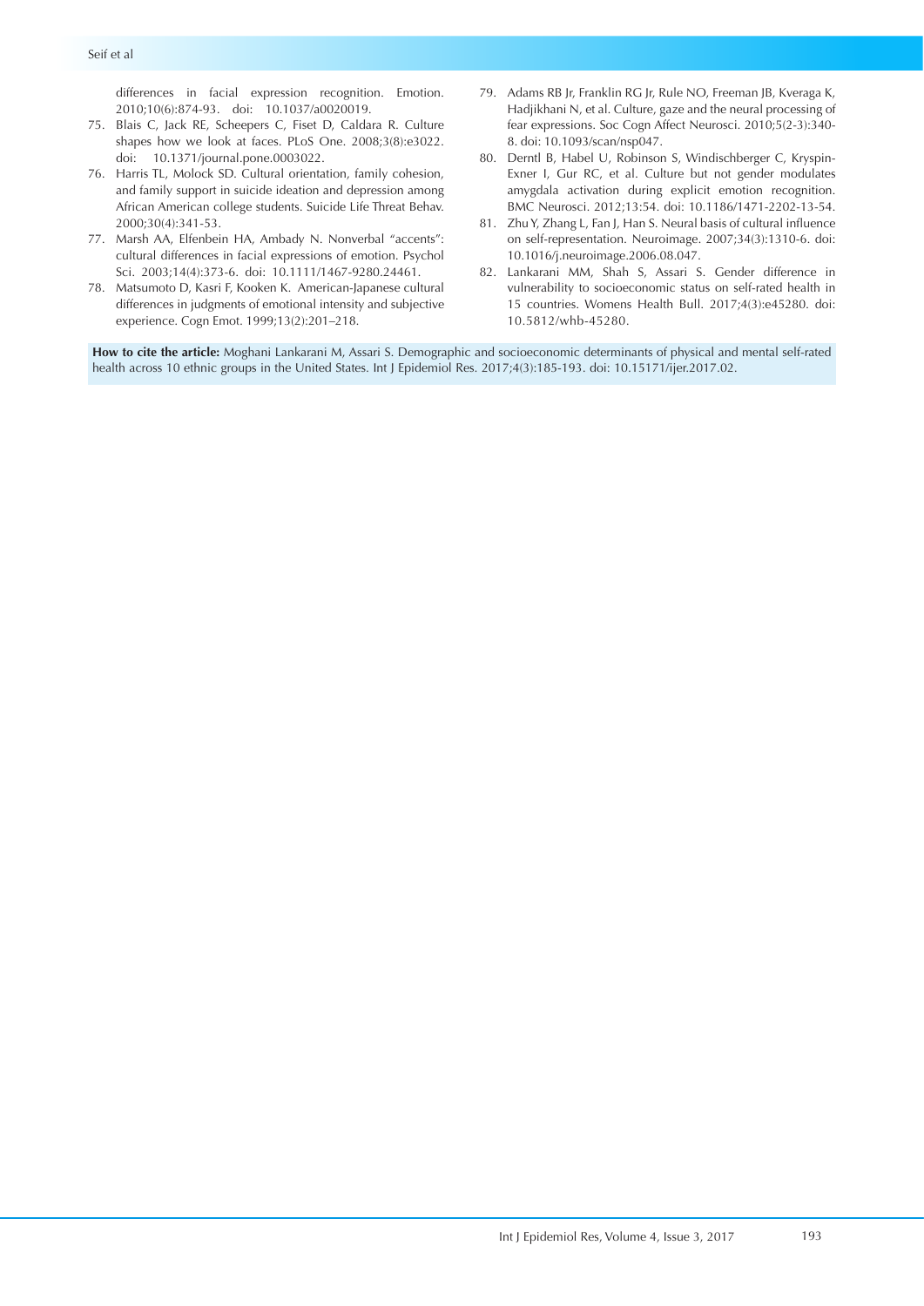differences in facial expression recognition. Emotion. 2010;10(6):874-93. doi: 10.1037/a0020019.

75. Blais C, Jack RE, Scheepers C, Fiset D, Caldara R. Culture shapes how we look at faces. PLoS One. 2008;3(8):e3022. doi: 10.1371/journal.pone.0003022.
76. Harris TL, Molock SD. Cultural orientation, family cohesion, and family support in suicide ideation and depression among African American college students. Suicide Life Threat Behav. 2000;30(4):341-53.
77. Marsh AA, Elfenbein HA, Ambady N. Nonverbal "accents": cultural differences in facial expressions of emotion. Psychol Sci. 2003;14(4):373-6. doi: 10.1111/1467-9280.24461.
78. Matsumoto D, Kasri F, Kooken K. American-Japanese cultural differences in judgments of emotional intensity and subjective experience. Cogn Emot. 1999;13(2):201–218.
79. Adams RB Jr, Franklin RG Jr, Rule NO, Freeman JB, Kveraga K, Hadjikhani N, et al. Culture, gaze and the neural processing of fear expressions. Soc Cogn Affect Neurosci. 2010;5(2-3):340-8. doi: 10.1093/scan/nsp047.
80. Derntl B, Habel U, Robinson S, Windischberger C, Kryspin-Exner I, Gur RC, et al. Culture but not gender modulates amygdala activation during explicit emotion recognition. BMC Neurosci. 2012;13:54. doi: 10.1186/1471-2202-13-54.
81. Zhu Y, Zhang L, Fan J, Han S. Neural basis of cultural influence on self-representation. Neuroimage. 2007;34(3):1310-6. doi: 10.1016/j.neuroimage.2006.08.047.
82. Lankarani MM, Shah S, Assari S. Gender difference in vulnerability to socioeconomic status on self-rated health in 15 countries. Womens Health Bull. 2017;4(3):e45280. doi: 10.5812/whb-45280.

**How to cite the article:** Moghani Lankarani M, Assari S. Demographic and socioeconomic determinants of physical and mental self-rated health across 10 ethnic groups in the United States. Int J Epidemiol Res. 2017;4(3):185-193. doi: 10.15171/ijer.2017.02.